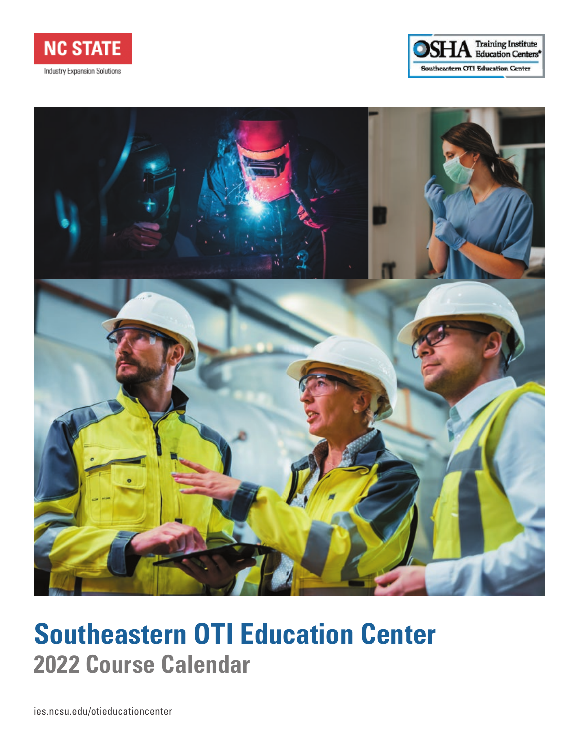NC STATE

Industry Expansion Solutions

OSHA Training Institute Education Centers

Southeastern OTI Education Center

# Southeastern OTI Education Center

## 2022 Course Calendar

ies.ncsu.edu/otieducationcenter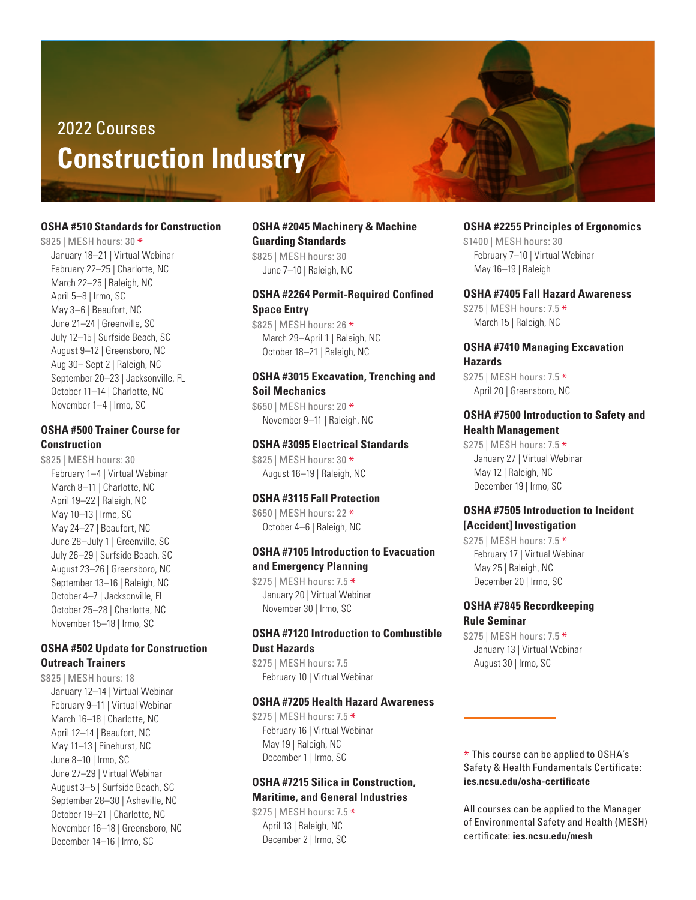2022 Courses

# Construction Industry

### OSHA #510 Standards for Construction

$825 | MESH hours: 30 *

- January 18–21 | Virtual Webinar
- February 22–25 | Charlotte, NC
- March 22–25 | Raleigh, NC
- April 5–8 | Irmo, SC
- May 3–6 | Beaufort, NC
- June 21–24 | Greenville, SC
- July 12–15 | Surfside Beach, SC
- August 9–12 | Greensboro, NC
- Aug 30– Sept 2 | Raleigh, NC
- September 20–23 | Jacksonville, FL
- October 11–14 | Charlotte, NC
- November 1–4 | Irmo, SC

### OSHA #500 Trainer Course for Construction

$825 | MESH hours: 30

- February 1–4 | Virtual Webinar
- March 8–11 | Charlotte, NC
- April 19–22 | Raleigh, NC
- May 10–13 | Irmo, SC
- May 24–27 | Beaufort, NC
- June 28–July 1 | Greenville, SC
- July 26–29 | Surfside Beach, SC
- August 23–26 | Greensboro, NC
- September 13–16 | Raleigh, NC
- October 4–7 | Jacksonville, FL
- October 25–28 | Charlotte, NC
- November 15–18 | Irmo, SC

### OSHA #502 Update for Construction Outreach Trainers

$825 | MESH hours: 18

- January 12–14 | Virtual Webinar
- February 9–11 | Virtual Webinar
- March 16–18 | Charlotte, NC
- April 12–14 | Beaufort, NC
- May 11–13 | Pinehurst, NC
- June 8–10 | Irmo, SC
- June 27–29 | Virtual Webinar
- August 3–5 | Surfside Beach, SC
- September 28–30 | Asheville, NC
- October 19–21 | Charlotte, NC
- November 16–18 | Greensboro, NC
- December 14–16 | Irmo, SC

### OSHA #2045 Machinery & Machine Guarding Standards

$825 | MESH hours: 30

- June 7–10 | Raleigh, NC

### OSHA #2264 Permit-Required Confined Space Entry

$825 | MESH hours: 26 *

- March 29–April 1 | Raleigh, NC
- October 18–21 | Raleigh, NC

### OSHA #3015 Excavation, Trenching and Soil Mechanics

$650 | MESH hours: 20 *

- November 9–11 | Raleigh, NC

### OSHA #3095 Electrical Standards

$825 | MESH hours: 30 *

- August 16–19 | Raleigh, NC

### OSHA #3115 Fall Protection

$650 | MESH hours: 22 *

- October 4–6 | Raleigh, NC

### OSHA #7105 Introduction to Evacuation and Emergency Planning

$275 | MESH hours: 7.5 *

- January 20 | Virtual Webinar
- November 30 | Irmo, SC

### OSHA #7120 Introduction to Combustible Dust Hazards

$275 | MESH hours: 7.5

- February 10 | Virtual Webinar

### OSHA #7205 Health Hazard Awareness

$275 | MESH hours: 7.5 *

- February 16 | Virtual Webinar
- May 19 | Raleigh, NC
- December 1 | Irmo, SC

### OSHA #7215 Silica in Construction, Maritime, and General Industries

$275 | MESH hours: 7.5 *

- April 13 | Raleigh, NC
- December 2 | Irmo, SC

### OSHA #2255 Principles of Ergonomics

$1400 | MESH hours: 30

- February 7–10 | Virtual Webinar
- May 16–19 | Raleigh

### OSHA #7405 Fall Hazard Awareness

$275 | MESH hours: 7.5 *

- March 15 | Raleigh, NC

### OSHA #7410 Managing Excavation Hazards

$275 | MESH hours: 7.5 *

- April 20 | Greensboro, NC

### OSHA #7500 Introduction to Safety and Health Management

$275 | MESH hours: 7.5 *

- January 27 | Virtual Webinar
- May 12 | Raleigh, NC
- December 19 | Irmo, SC

### OSHA #7505 Introduction to Incident [Accident] Investigation

$275 | MESH hours: 7.5 *

- February 17 | Virtual Webinar
- May 25 | Raleigh, NC
- December 20 | Irmo, SC

### OSHA #7845 Recordkeeping Rule Seminar

$275 | MESH hours: 7.5 *

- January 13 | Virtual Webinar
- August 30 | Irmo, SC

---

* This course can be applied to OSHA's Safety & Health Fundamentals Certificate: **ies.ncsu.edu/osha-certificate**

All courses can be applied to the Manager of Environmental Safety and Health (MESH) certificate: **ies.ncsu.edu/mesh**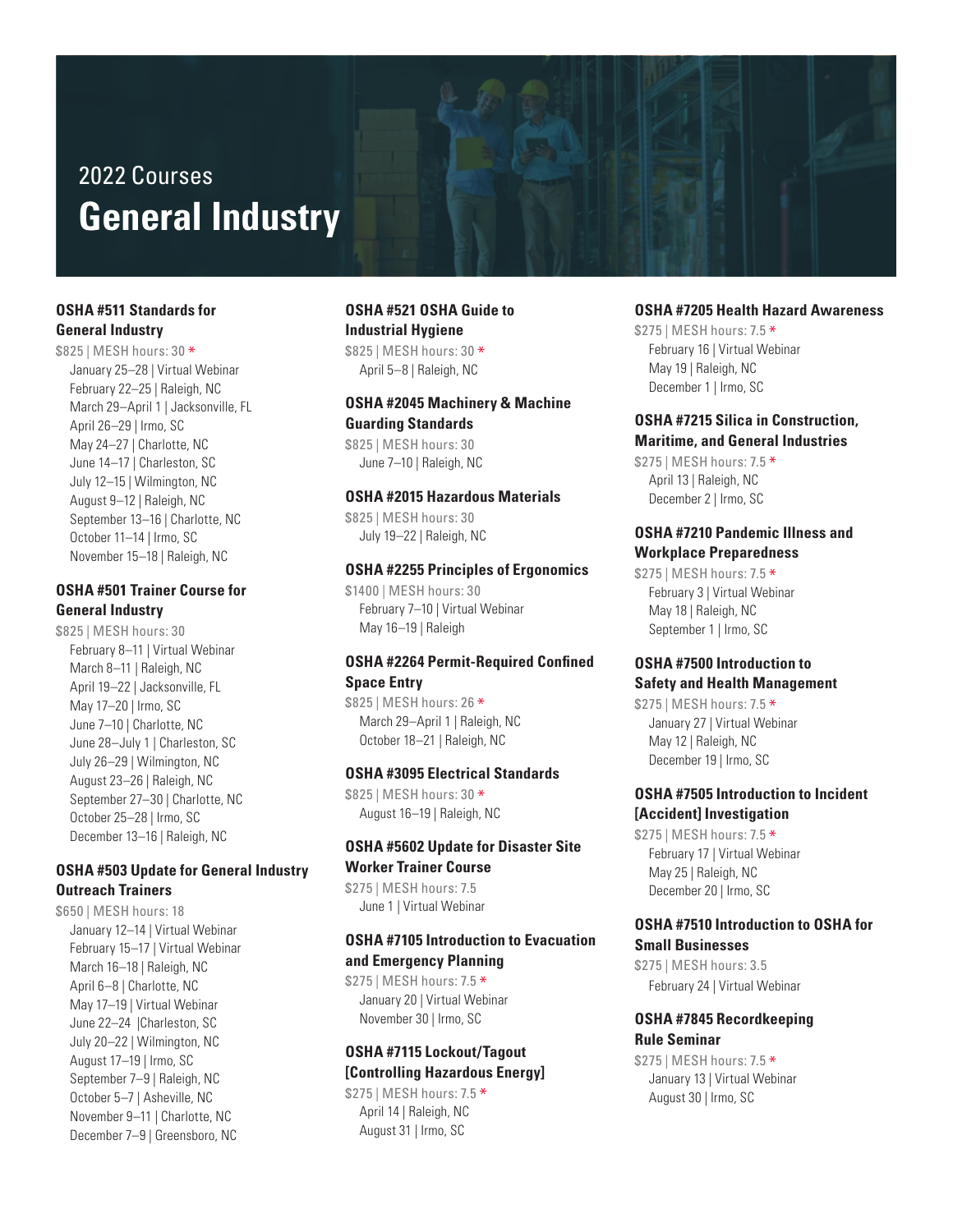2022 Courses

# General Industry

### OSHA #511 Standards for General Industry

$825 | MESH hours: 30 *

- January 25–28 | Virtual Webinar
- February 22–25 | Raleigh, NC
- March 29–April 1 | Jacksonville, FL
- April 26–29 | Irmo, SC
- May 24–27 | Charlotte, NC
- June 14–17 | Charleston, SC
- July 12–15 | Wilmington, NC
- August 9–12 | Raleigh, NC
- September 13–16 | Charlotte, NC
- October 11–14 | Irmo, SC
- November 15–18 | Raleigh, NC

### OSHA #501 Trainer Course for General Industry

$825 | MESH hours: 30

- February 8–11 | Virtual Webinar
- March 8–11 | Raleigh, NC
- April 19–22 | Jacksonville, FL
- May 17–20 | Irmo, SC
- June 7–10 | Charlotte, NC
- June 28–July 1 | Charleston, SC
- July 26–29 | Wilmington, NC
- August 23–26 | Raleigh, NC
- September 27–30 | Charlotte, NC
- October 25–28 | Irmo, SC
- December 13–16 | Raleigh, NC

### OSHA #503 Update for General Industry Outreach Trainers

$650 | MESH hours: 18

- January 12–14 | Virtual Webinar
- February 15–17 | Virtual Webinar
- March 16–18 | Raleigh, NC
- April 6–8 | Charlotte, NC
- May 17–19 | Virtual Webinar
- June 22–24 |Charleston, SC
- July 20–22 | Wilmington, NC
- August 17–19 | Irmo, SC
- September 7–9 | Raleigh, NC
- October 5–7 | Asheville, NC
- November 9–11 | Charlotte, NC
- December 7–9 | Greensboro, NC

### OSHA #521 OSHA Guide to Industrial Hygiene

$825 | MESH hours: 30 *

- April 5–8 | Raleigh, NC

### OSHA #2045 Machinery & Machine Guarding Standards

$825 | MESH hours: 30

- June 7–10 | Raleigh, NC

### OSHA #2015 Hazardous Materials

$825 | MESH hours: 30

- July 19–22 | Raleigh, NC

### OSHA #2255 Principles of Ergonomics

$1400 | MESH hours: 30

- February 7–10 | Virtual Webinar
- May 16–19 | Raleigh

### OSHA #2264 Permit-Required Confined Space Entry

$825 | MESH hours: 26 *

- March 29–April 1 | Raleigh, NC
- October 18–21 | Raleigh, NC

### OSHA #3095 Electrical Standards

$825 | MESH hours: 30 *

- August 16–19 | Raleigh, NC

### OSHA #5602 Update for Disaster Site Worker Trainer Course

$275 | MESH hours: 7.5

- June 1 | Virtual Webinar

### OSHA #7105 Introduction to Evacuation and Emergency Planning

$275 | MESH hours: 7.5 *

- January 20 | Virtual Webinar
- November 30 | Irmo, SC

### OSHA #7115 Lockout/Tagout [Controlling Hazardous Energy]

$275 | MESH hours: 7.5 *

- April 14 | Raleigh, NC
- August 31 | Irmo, SC

### OSHA #7205 Health Hazard Awareness

$275 | MESH hours: 7.5 *

- February 16 | Virtual Webinar
- May 19 | Raleigh, NC
- December 1 | Irmo, SC

### OSHA #7215 Silica in Construction, Maritime, and General Industries

$275 | MESH hours: 7.5 *

- April 13 | Raleigh, NC
- December 2 | Irmo, SC

### OSHA #7210 Pandemic Illness and Workplace Preparedness

$275 | MESH hours: 7.5 *

- February 3 | Virtual Webinar
- May 18 | Raleigh, NC
- September 1 | Irmo, SC

### OSHA #7500 Introduction to Safety and Health Management

$275 | MESH hours: 7.5 *

- January 27 | Virtual Webinar
- May 12 | Raleigh, NC
- December 19 | Irmo, SC

### OSHA #7505 Introduction to Incident [Accident] Investigation

$275 | MESH hours: 7.5 *

- February 17 | Virtual Webinar
- May 25 | Raleigh, NC
- December 20 | Irmo, SC

### OSHA #7510 Introduction to OSHA for Small Businesses

$275 | MESH hours: 3.5

- February 24 | Virtual Webinar

### OSHA #7845 Recordkeeping Rule Seminar

$275 | MESH hours: 7.5 *

- January 13 | Virtual Webinar
- August 30 | Irmo, SC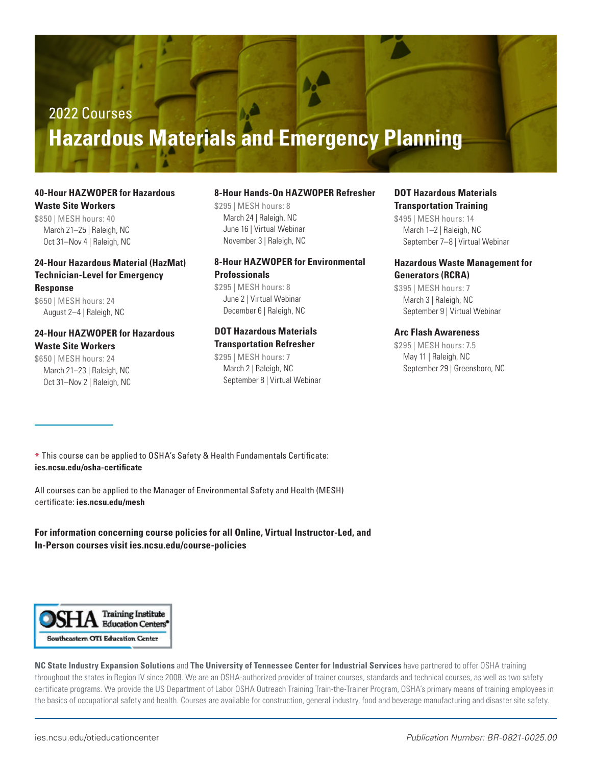2022 Courses

# Hazardous Materials and Emergency Planning

### 40-Hour HAZWOPER for Hazardous Waste Site Workers

$850 | MESH hours: 40

- March 21–25 | Raleigh, NC
- Oct 31–Nov 4 | Raleigh, NC

### 24-Hour Hazardous Material (HazMat) Technician-Level for Emergency Response

$650 | MESH hours: 24

- August 2–4 | Raleigh, NC

### 24-Hour HAZWOPER for Hazardous Waste Site Workers

$650 | MESH hours: 24

- March 21–23 | Raleigh, NC
- Oct 31–Nov 2 | Raleigh, NC

### 8-Hour Hands-On HAZWOPER Refresher

$295 | MESH hours: 8

- March 24 | Raleigh, NC
- June 16 | Virtual Webinar
- November 3 | Raleigh, NC

### 8-Hour HAZWOPER for Environmental Professionals

$295 | MESH hours: 8

- June 2 | Virtual Webinar
- December 6 | Raleigh, NC

### DOT Hazardous Materials Transportation Refresher

$295 | MESH hours: 7

- March 2 | Raleigh, NC
- September 8 | Virtual Webinar

### DOT Hazardous Materials Transportation Training

$495 | MESH hours: 14

- March 1–2 | Raleigh, NC
- September 7–8 | Virtual Webinar

### Hazardous Waste Management for Generators (RCRA)

$395 | MESH hours: 7

- March 3 | Raleigh, NC
- September 9 | Virtual Webinar

### Arc Flash Awareness

$295 | MESH hours: 7.5

- May 11 | Raleigh, NC
- September 29 | Greensboro, NC

---

* This course can be applied to OSHA's Safety & Health Fundamentals Certificate: **ies.ncsu.edu/osha-certificate**

All courses can be applied to the Manager of Environmental Safety and Health (MESH) certificate: **ies.ncsu.edu/mesh**

**For information concerning course policies for all Online, Virtual Instructor-Led, and In-Person courses visit ies.ncsu.edu/course-policies**

OSHA Training Institute Education Centers
Southeastern OTI Education Center

**NC State Industry Expansion Solutions** and **The University of Tennessee Center for Industrial Services** have partnered to offer OSHA training throughout the states in Region IV since 2008. We are an OSHA-authorized provider of trainer courses, standards and technical courses, as well as two safety certificate programs. We provide the US Department of Labor OSHA Outreach Training Train-the-Trainer Program, OSHA's primary means of training employees in the basics of occupational safety and health. Courses are available for construction, general industry, food and beverage manufacturing and disaster site safety.

ies.ncsu.edu/otieducationcenter

*Publication Number: BR-0821-0025.00*